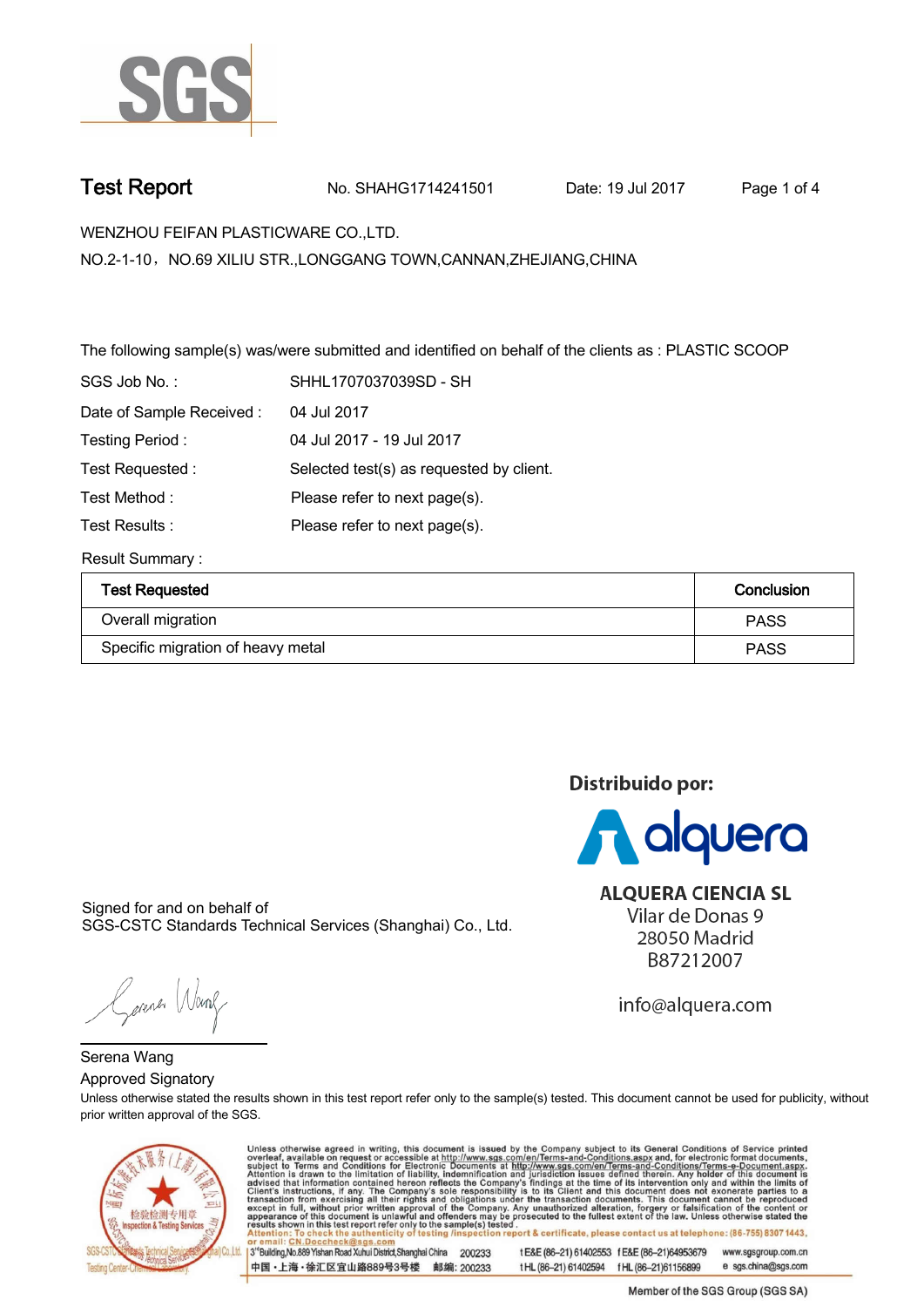SGS

# Test Report

No. SHAHG1714241501 Date: 19 Jul 2017

WENZHOU FEIFAN PLASTICWARE CO.,LTD.

NO.2-1-10，NO.69 XILIU STR.,LONGGANG TOWN,CANNAN,ZHEJIANG,CHINA

The following sample(s) was/were submitted and identified on behalf of the clients as : PLASTIC SCOOP

| | |
|---|---|
| SGS Job No. : | SHHL1707037039SD - SH |
| Date of Sample Received : | 04 Jul 2017 |
| Testing Period : | 04 Jul 2017 - 19 Jul 2017 |
| Test Requested : | Selected test(s) as requested by client. |
| Test Method : | Please refer to next page(s). |
| Test Results : | Please refer to next page(s). |

Result Summary :

| Test Requested | Conclusion |
|---|---|
| Overall migration | PASS |
| Specific migration of heavy metal | PASS |

**Distribuido por:**

alquera

**ALQUERA CIENCIA SL**
Vilar de Donas 9
28050 Madrid
B87212007

info@alquera.com

Signed for and on behalf of
SGS-CSTC Standards Technical Services (Shanghai) Co., Ltd.

Serena Wang
Approved Signatory

Unless otherwise stated the results shown in this test report refer only to the sample(s) tested. This document cannot be used for publicity, without prior written approval of the SGS.

Unless otherwise agreed in writing, this document is issued by the Company subject to its General Conditions of Service printed overleaf, available on request or accessible at http://www.sgs.com/en/Terms-and-Conditions.aspx and, for electronic format documents, subject to Terms and Conditions for Electronic Documents at http://www.sgs.com/en/Terms-and-Conditions/Terms-e-Document.aspx. Attention is drawn to the limitation of liability, indemnification and jurisdiction issues defined therein. Any holder of this document is advised that information contained hereon reflects the Company's findings at the time of its intervention only and within the limits of Client's instructions, if any. The Company's sole responsibility is to its Client and this document does not exonerate parties to a transaction from exercising all their rights and obligations under the transaction documents. This document cannot be reproduced except in full, without prior written approval of the Company. Any unauthorized alteration, forgery or falsification of the content or appearance of this document is unlawful and offenders may be prosecuted to the fullest extent of the law. Unless otherwise stated the results shown in this test report refer only to the sample(s) tested.

Attention: To check the authenticity of testing /inspection report & certificate, please contact us at telephone: (86-755) 8307 1443, or email: CN.Doccheck@sgs.com

3rd Building,No.889 Yishan Road Xuhui District,Shanghai China 200233 t E&E (86–21) 61402553 f E&E (86–21)64953679 www.sgsgroup.com.cn

中国・上海・徐汇区宜山路889号3号楼 邮编: 200233 t HL (86–21) 61402594 f HL (86–21)61156899 e sgs.china@sgs.com

Member of the SGS Group (SGS SA)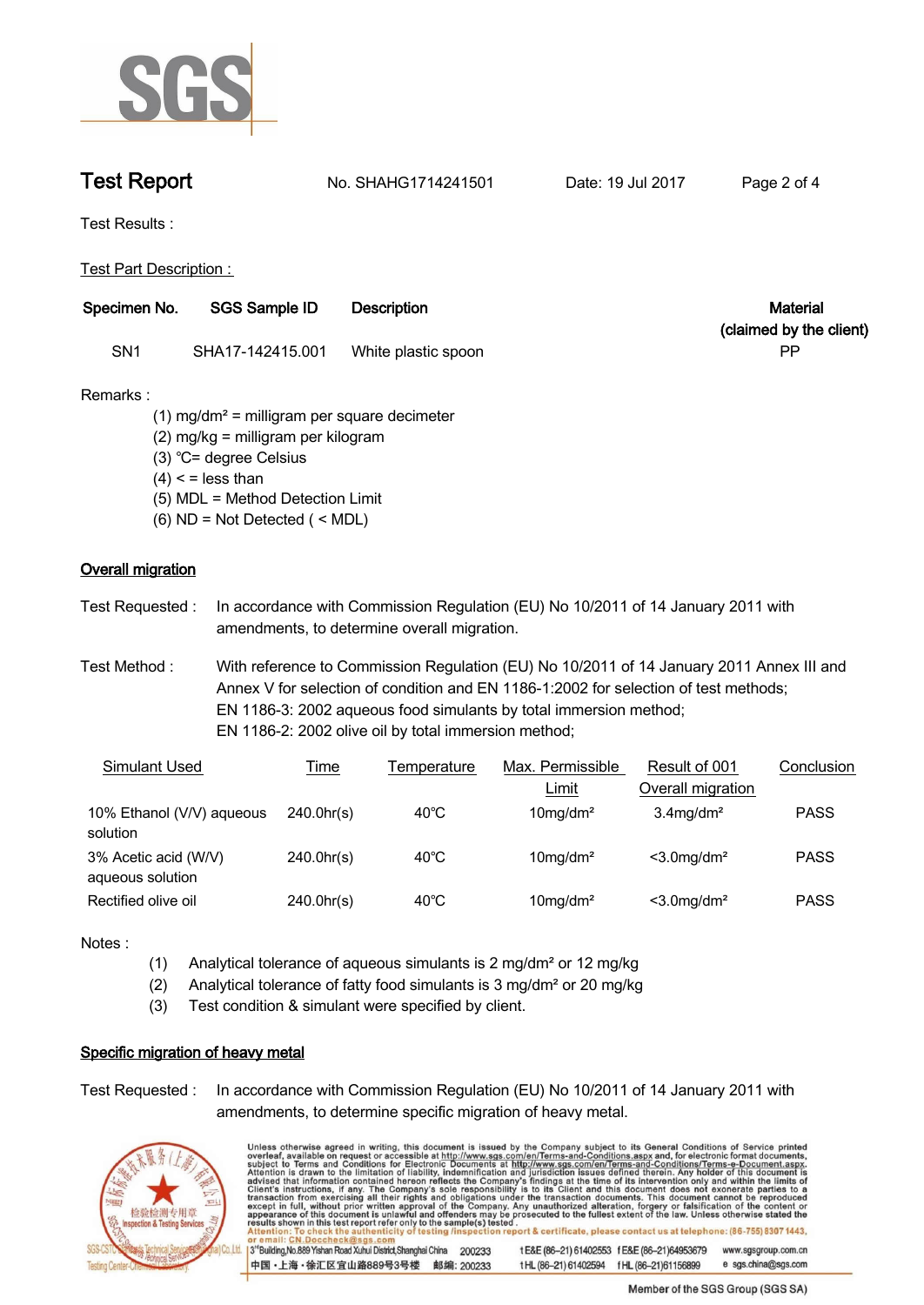# Test Report

No. SHAHG1714241501 Date: 19 Jul 2017

Test Results :

Test Part Description :

| Specimen No. | SGS Sample ID | Description | Material (claimed by the client) |
|---|---|---|---|
| SN1 | SHA17-142415.001 | White plastic spoon | PP |

Remarks :

(1) mg/dm² = milligram per square decimeter
(2) mg/kg = milligram per kilogram
(3) ℃= degree Celsius
(4) < = less than
(5) MDL = Method Detection Limit
(6) ND = Not Detected ( < MDL)

## Overall migration

Test Requested : In accordance with Commission Regulation (EU) No 10/2011 of 14 January 2011 with amendments, to determine overall migration.

Test Method : With reference to Commission Regulation (EU) No 10/2011 of 14 January 2011 Annex III and Annex V for selection of condition and EN 1186-1:2002 for selection of test methods;
EN 1186-3: 2002 aqueous food simulants by total immersion method;
EN 1186-2: 2002 olive oil by total immersion method;

| Simulant Used | Time | Temperature | Max. Permissible Limit | Result of 001 Overall migration | Conclusion |
|---|---|---|---|---|---|
| 10% Ethanol (V/V) aqueous solution | 240.0hr(s) | 40℃ | 10mg/dm² | 3.4mg/dm² | PASS |
| 3% Acetic acid (W/V) aqueous solution | 240.0hr(s) | 40℃ | 10mg/dm² | <3.0mg/dm² | PASS |
| Rectified olive oil | 240.0hr(s) | 40℃ | 10mg/dm² | <3.0mg/dm² | PASS |

Notes :

(1) Analytical tolerance of aqueous simulants is 2 mg/dm² or 12 mg/kg
(2) Analytical tolerance of fatty food simulants is 3 mg/dm² or 20 mg/kg
(3) Test condition & simulant were specified by client.

## Specific migration of heavy metal

Test Requested : In accordance with Commission Regulation (EU) No 10/2011 of 14 January 2011 with amendments, to determine specific migration of heavy metal.

Unless otherwise agreed in writing, this document is issued by the Company subject to its General Conditions of Service printed overleaf, available on request or accessible at http://www.sgs.com/en/Terms-and-Conditions.aspx and, for electronic format documents, subject to Terms and Conditions for Electronic Documents at http://www.sgs.com/en/Terms-and-Conditions/Terms-e-Document.aspx. Attention is drawn to the limitation of liability, indemnification and jurisdiction issues defined therein. Any holder of this document is advised that information contained hereon reflects the Company's findings at the time of its intervention only and within the limits of Client's instructions, if any. The Company's sole responsibility is to its Client and this document does not exonerate parties to a transaction from exercising all their rights and obligations under the transaction documents. This document cannot be reproduced except in full, without prior written approval of the Company. Any unauthorized alteration, forgery or falsification of the content or appearance of this document is unlawful and offenders may be prosecuted to the fullest extent of the law. Unless otherwise stated the results shown in this test report refer only to the sample(s) tested.
Attention: To check the authenticity of testing /inspection report & certificate, please contact us at telephone: (86-755) 8307 1443, or email: CN.Doccheck@sgs.com

3rd Building, No.889 Yishan Road Xuhui District, Shanghai China 200233 t E&E (86–21) 61402553 f E&E (86–21)64953679 www.sgsgroup.com.cn
中国・上海・徐汇区宜山路889号3号楼 邮编: 200233 t HL (86–21) 61402594 f HL (86–21)61156899 e sgs.china@sgs.com

Member of the SGS Group (SGS SA)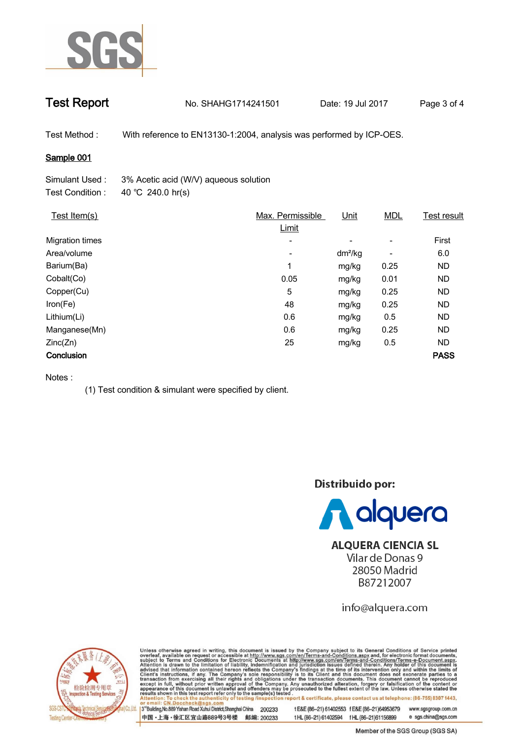SGS

# Test Report

No. SHAHG1714241501 Date: 19 Jul 2017

Test Method : With reference to EN13130-1:2004, analysis was performed by ICP-OES.

**Sample 001**

Simulant Used : 3% Acetic acid (W/V) aqueous solution
Test Condition : 40 ℃ 240.0 hr(s)

| Test Item(s) | Max. Permissible Limit | Unit | MDL | Test result |
|---|---|---|---|---|
| Migration times | - | - | - | First |
| Area/volume | - | $dm^2/kg$ | - | 6.0 |
| Barium(Ba) | 1 | mg/kg | 0.25 | ND |
| Cobalt(Co) | 0.05 | mg/kg | 0.01 | ND |
| Copper(Cu) | 5 | mg/kg | 0.25 | ND |
| Iron(Fe) | 48 | mg/kg | 0.25 | ND |
| Lithium(Li) | 0.6 | mg/kg | 0.5 | ND |
| Manganese(Mn) | 0.6 | mg/kg | 0.25 | ND |
| Zinc(Zn) | 25 | mg/kg | 0.5 | ND |
| **Conclusion** | | | | **PASS** |

Notes :

(1) Test condition & simulant were specified by client.

**Distribuido por:**

alquera

**ALQUERA CIENCIA SL**
Vilar de Donas 9
28050 Madrid
B87212007

info@alquera.com

Unless otherwise agreed in writing, this document is issued by the Company subject to its General Conditions of Service printed overleaf, available on request or accessible at http://www.sgs.com/en/Terms-and-Conditions.aspx and, for electronic format documents, subject to Terms and Conditions for Electronic Documents at http://www.sgs.com/en/Terms-and-Conditions/Terms-e-Document.aspx. Attention is drawn to the limitation of liability, indemnification and jurisdiction issues defined therein. Any holder of this document is advised that information contained hereon reflects the Company's findings at the time of its intervention only and within the limits of Client's instructions, if any. The Company's sole responsibility is to its Client and this document does not exonerate parties to a transaction from exercising all their rights and obligations under the transaction documents. This document cannot be reproduced except in full, without prior written approval of the Company. Any unauthorized alteration, forgery or falsification of the content or appearance of this document is unlawful and offenders may be prosecuted to the fullest extent of the law. Unless otherwise stated the results shown in this test report refer only to the sample(s) tested.
Attention: To check the authenticity of testing /inspection report & certificate, please contact us at telephone: (86-755) 8307 1443, or email: CN.Doccheck@sgs.com

3rd Building,No.889 Yishan Road Xuhui District,Shanghai China 200233 t E&E (86-21) 61402553 f E&E (86-21)64953679 www.sgsgroup.com.cn
中国・上海・徐汇区宜山路889号3号楼 邮编: 200233 t HL (86-21) 61402594 f HL (86-21)61156899 e sgs.china@sgs.com

Member of the SGS Group (SGS SA)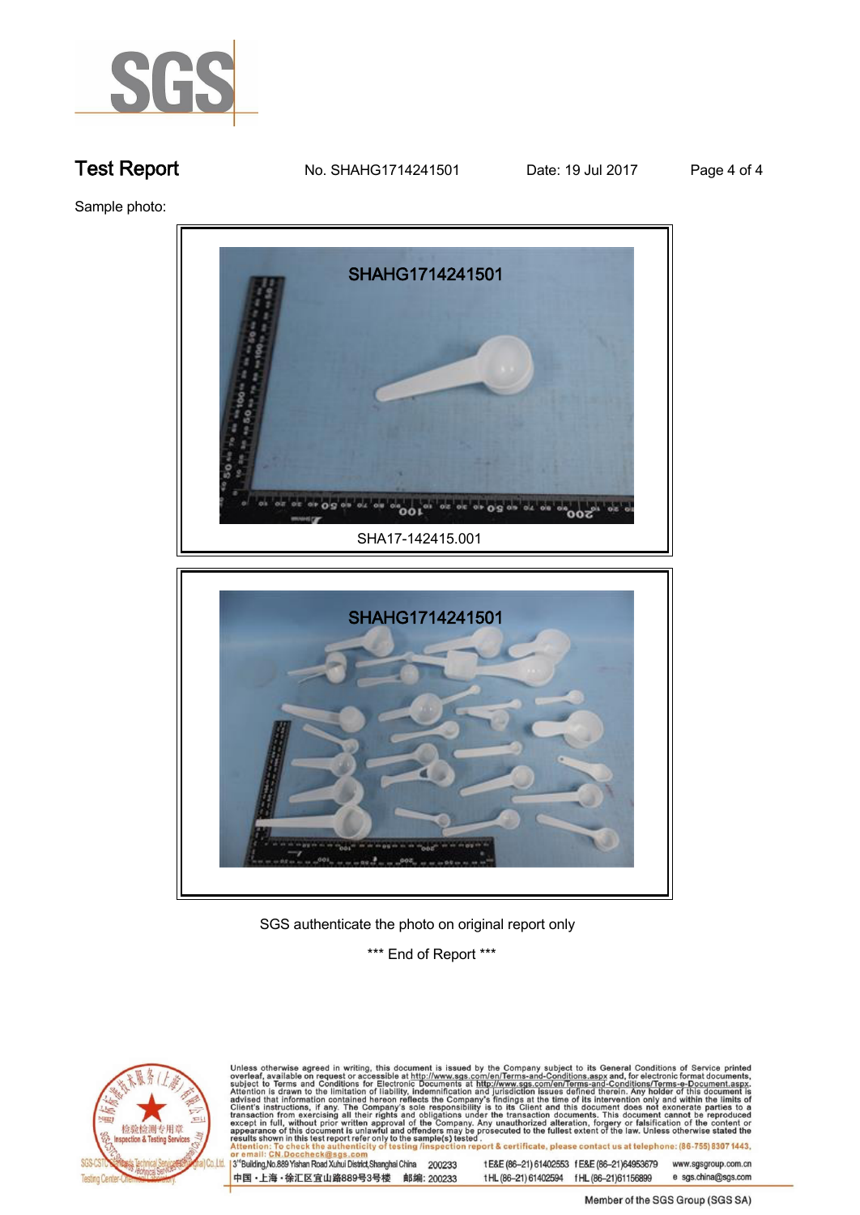# Test Report

No. SHAHG1714241501 Date: 19 Jul 2017

Sample photo:

SHA17-142415.001

SGS authenticate the photo on original report only

\*\*\* End of Report \*\*\*

Unless otherwise agreed in writing, this document is issued by the Company subject to its General Conditions of Service printed overleaf, available on request or accessible at http://www.sgs.com/en/Terms-and-Conditions.aspx and, for electronic format documents, subject to Terms and Conditions for Electronic Documents at http://www.sgs.com/en/Terms-and-Conditions/Terms-e-Document.aspx. Attention is drawn to the limitation of liability, indemnification and jurisdiction issues defined therein. Any holder of this document is advised that information contained hereon reflects the Company's findings at the time of its intervention only and within the limits of Client's instructions, if any. The Company's sole responsibility is to its Client and this document does not exonerate parties to a transaction from exercising all their rights and obligations under the transaction documents. This document cannot be reproduced except in full, without prior written approval of the Company. Any unauthorized alteration, forgery or falsification of the content or appearance of this document is unlawful and offenders may be prosecuted to the fullest extent of the law. Unless otherwise stated the results shown in this test report refer only to the sample(s) tested.

Attention: To check the authenticity of testing /inspection report & certificate, please contact us at telephone: (86-755) 8307 1443, or email: CN.Doccheck@sgs.com

3rd Building, No.889 Yishan Road Xuhui District, Shanghai China 200233 t E&E (86–21) 61402553 f E&E (86–21)64953679 www.sgsgroup.com.cn

中国・上海・徐汇区宜山路889号3号楼 邮编: 200233 t HL (86–21) 61402594 f HL (86–21)61156899 e sgs.china@sgs.com

Member of the SGS Group (SGS SA)